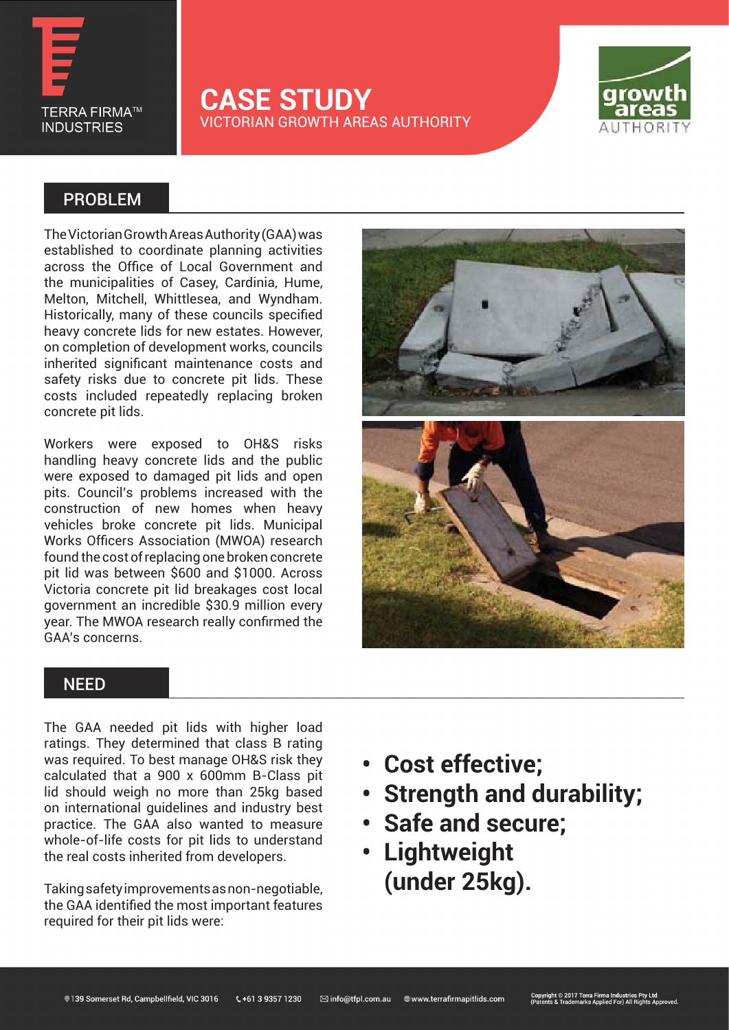TERRA FIRMA™ INDUSTRIES

# CASE STUDY

VICTORIAN GROWTH AREAS AUTHORITY

## PROBLEM

The Victorian Growth Areas Authority (GAA) was established to coordinate planning activities across the Office of Local Government and the municipalities of Casey, Cardinia, Hume, Melton, Mitchell, Whittlesea, and Wyndham. Historically, many of these councils specified heavy concrete lids for new estates. However, on completion of development works, councils inherited significant maintenance costs and safety risks due to concrete pit lids. These costs included repeatedly replacing broken concrete pit lids.

Workers were exposed to OH&S risks handling heavy concrete lids and the public were exposed to damaged pit lids and open pits. Council's problems increased with the construction of new homes when heavy vehicles broke concrete pit lids. Municipal Works Officers Association (MWOA) research found the cost of replacing one broken concrete pit lid was between $600 and $1000. Across Victoria concrete pit lid breakages cost local government an incredible $30.9 million every year. The MWOA research really confirmed the GAA's concerns.

## NEED

The GAA needed pit lids with higher load ratings. They determined that class B rating was required. To best manage OH&S risk they calculated that a 900 x 600mm B-Class pit lid should weigh no more than 25kg based on international guidelines and industry best practice. The GAA also wanted to measure whole-of-life costs for pit lids to understand the real costs inherited from developers.

Taking safety improvements as non-negotiable, the GAA identified the most important features required for their pit lids were:

- **Cost effective;**
- **Strength and durability;**
- **Safe and secure;**
- **Lightweight (under 25kg).**

139 Somerset Rd, Campbellfield, VIC 3016 | +61 3 9357 1230 | info@tfpl.com.au | www.terrafirmapitlids.com

Copyright © 2017 Terra Firma Industries Pty Ltd (Patents & Trademarks Applied For) All Rights Approved.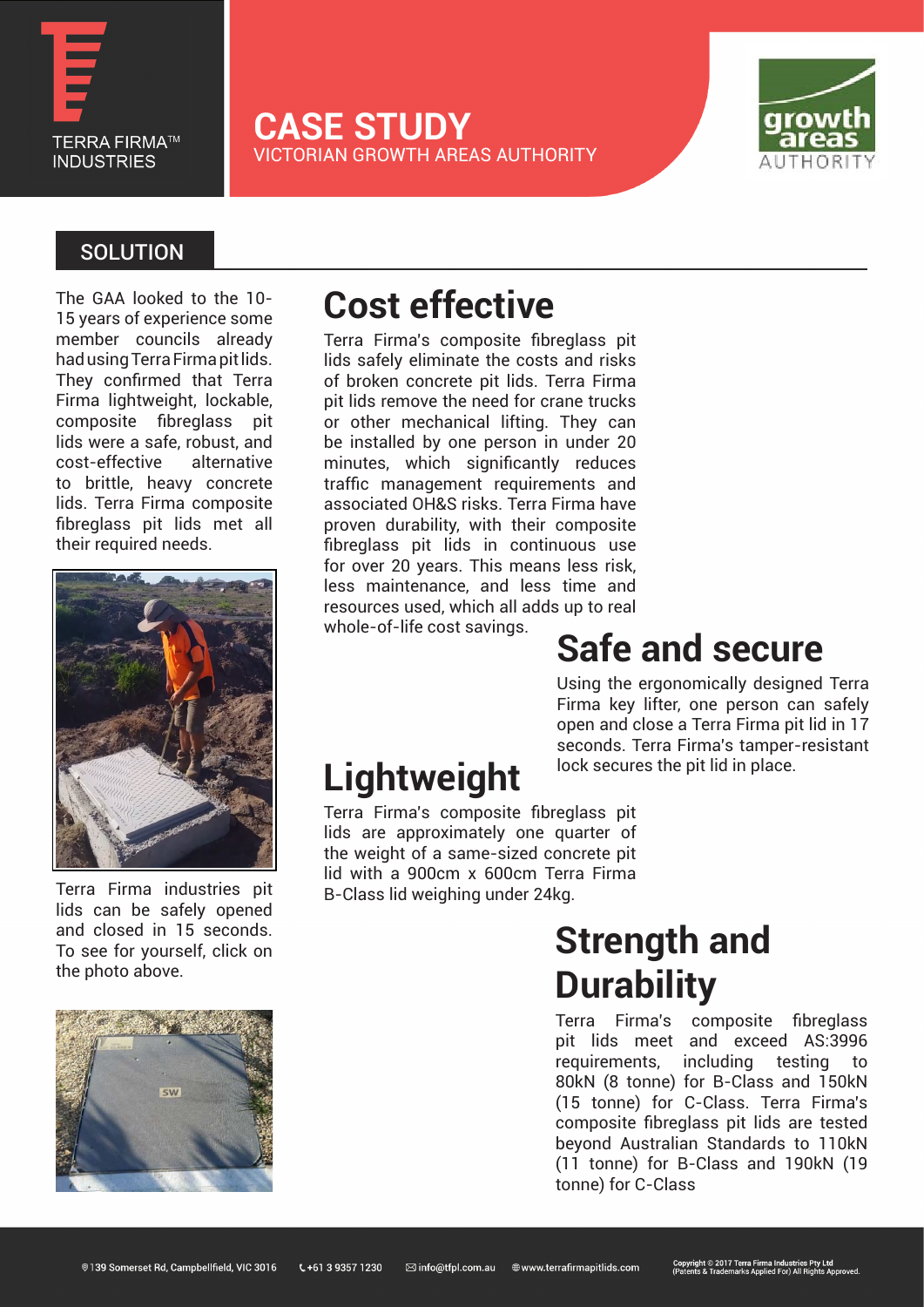# CASE STUDY

VICTORIAN GROWTH AREAS AUTHORITY

## SOLUTION

The GAA looked to the 10-15 years of experience some member councils already had using Terra Firma pit lids. They confirmed that Terra Firma lightweight, lockable, composite fibreglass pit lids were a safe, robust, and cost-effective alternative to brittle, heavy concrete lids. Terra Firma composite fibreglass pit lids met all their required needs.

Terra Firma industries pit lids can be safely opened and closed in 15 seconds. To see for yourself, click on the photo above.

## Cost effective

Terra Firma's composite fibreglass pit lids safely eliminate the costs and risks of broken concrete pit lids. Terra Firma pit lids remove the need for crane trucks or other mechanical lifting. They can be installed by one person in under 20 minutes, which significantly reduces traffic management requirements and associated OH&S risks. Terra Firma have proven durability, with their composite fibreglass pit lids in continuous use for over 20 years. This means less risk, less maintenance, and less time and resources used, which all adds up to real whole-of-life cost savings.

## Safe and secure

Using the ergonomically designed Terra Firma key lifter, one person can safely open and close a Terra Firma pit lid in 17 seconds. Terra Firma's tamper-resistant lock secures the pit lid in place.

## Lightweight

Terra Firma's composite fibreglass pit lids are approximately one quarter of the weight of a same-sized concrete pit lid with a 900cm x 600cm Terra Firma B-Class lid weighing under 24kg.

## Strength and Durability

Terra Firma's composite fibreglass pit lids meet and exceed AS:3996 requirements, including testing to 80kN (8 tonne) for B-Class and 150kN (15 tonne) for C-Class. Terra Firma's composite fibreglass pit lids are tested beyond Australian Standards to 110kN (11 tonne) for B-Class and 190kN (19 tonne) for C-Class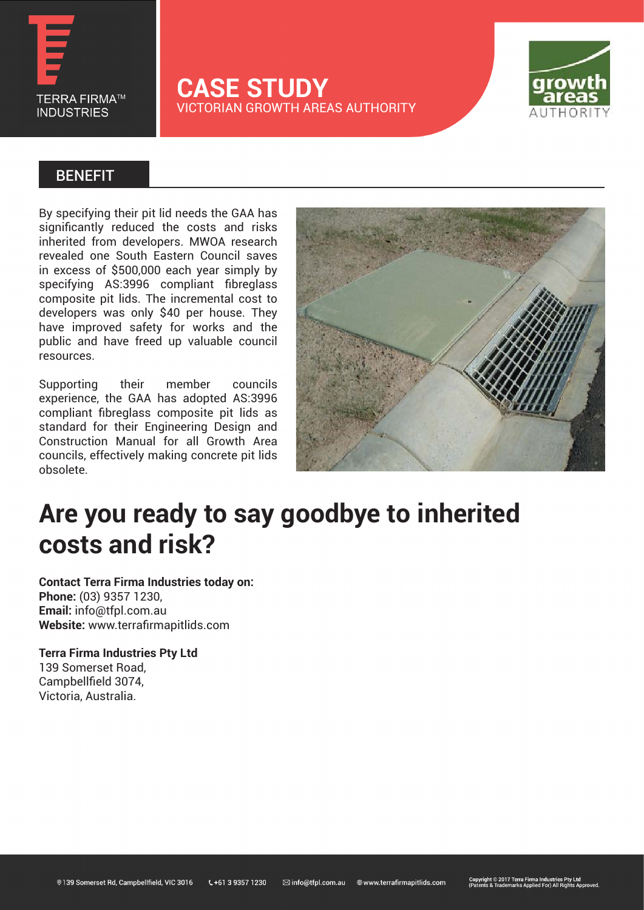TERRA FIRMA™ INDUSTRIES

# CASE STUDY

VICTORIAN GROWTH AREAS AUTHORITY

## BENEFIT

By specifying their pit lid needs the GAA has significantly reduced the costs and risks inherited from developers. MWOA research revealed one South Eastern Council saves in excess of $500,000 each year simply by specifying AS:3996 compliant fibreglass composite pit lids. The incremental cost to developers was only $40 per house. They have improved safety for works and the public and have freed up valuable council resources.

Supporting their member councils experience, the GAA has adopted AS:3996 compliant fibreglass composite pit lids as standard for their Engineering Design and Construction Manual for all Growth Area councils, effectively making concrete pit lids obsolete.

# Are you ready to say goodbye to inherited costs and risk?

**Contact Terra Firma Industries today on:**
**Phone:** (03) 9357 1230,
**Email:** info@tfpl.com.au
**Website:** www.terrafirmapitlids.com

**Terra Firma Industries Pty Ltd**
139 Somerset Road,
Campbellfield 3074,
Victoria, Australia.

139 Somerset Rd, Campbellfield, VIC 3016 | +61 3 9357 1230 | info@tfpl.com.au | www.terrafirmapitlids.com

Copyright © 2017 Terra Firma Industries Pty Ltd (Patents & Trademarks Applied For) All Rights Approved.